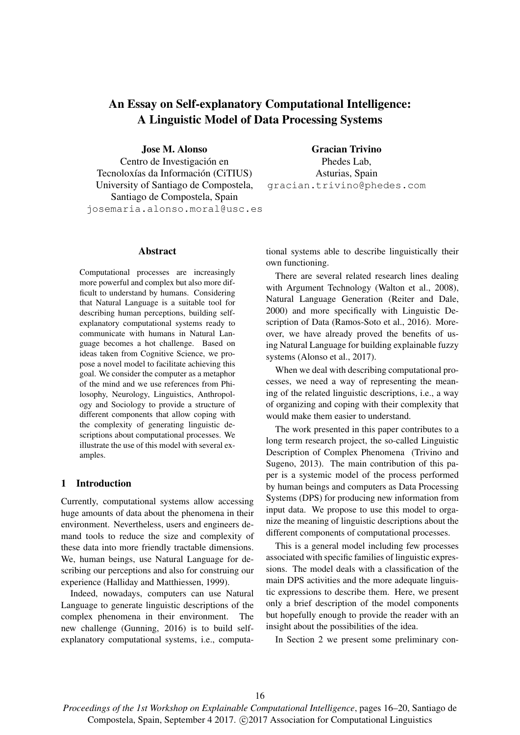# An Essay on Self-explanatory Computational Intelligence: A Linguistic Model of Data Processing Systems

**Jose M. Alonso**
Centro de Investigación en Tecnoloxías da Información (CiTIUS)
University of Santiago de Compostela,
Santiago de Compostela, Spain
josemaria.alonso.moral@usc.es

**Gracian Trivino**
Phedes Lab,
Asturias, Spain
gracian.trivino@phedes.com

## Abstract

Computational processes are increasingly more powerful and complex but also more difficult to understand by humans. Considering that Natural Language is a suitable tool for describing human perceptions, building self-explanatory computational systems ready to communicate with humans in Natural Language becomes a hot challenge. Based on ideas taken from Cognitive Science, we propose a novel model to facilitate achieving this goal. We consider the computer as a metaphor of the mind and we use references from Philosophy, Neurology, Linguistics, Anthropology and Sociology to provide a structure of different components that allow coping with the complexity of generating linguistic descriptions about computational processes. We illustrate the use of this model with several examples.

## 1 Introduction

Currently, computational systems allow accessing huge amounts of data about the phenomena in their environment. Nevertheless, users and engineers demand tools to reduce the size and complexity of these data into more friendly tractable dimensions. We, human beings, use Natural Language for describing our perceptions and also for construing our experience (Halliday and Matthiessen, 1999).

Indeed, nowadays, computers can use Natural Language to generate linguistic descriptions of the complex phenomena in their environment. The new challenge (Gunning, 2016) is to build self-explanatory computational systems, i.e., computational systems able to describe linguistically their own functioning.

There are several related research lines dealing with Argument Technology (Walton et al., 2008), Natural Language Generation (Reiter and Dale, 2000) and more specifically with Linguistic Description of Data (Ramos-Soto et al., 2016). Moreover, we have already proved the benefits of using Natural Language for building explainable fuzzy systems (Alonso et al., 2017).

When we deal with describing computational processes, we need a way of representing the meaning of the related linguistic descriptions, i.e., a way of organizing and coping with their complexity that would make them easier to understand.

The work presented in this paper contributes to a long term research project, the so-called Linguistic Description of Complex Phenomena (Trivino and Sugeno, 2013). The main contribution of this paper is a systemic model of the process performed by human beings and computers as Data Processing Systems (DPS) for producing new information from input data. We propose to use this model to organize the meaning of linguistic descriptions about the different components of computational processes.

This is a general model including few processes associated with specific families of linguistic expressions. The model deals with a classification of the main DPS activities and the more adequate linguistic expressions to describe them. Here, we present only a brief description of the model components but hopefully enough to provide the reader with an insight about the possibilities of the idea.

In Section 2 we present some preliminary con-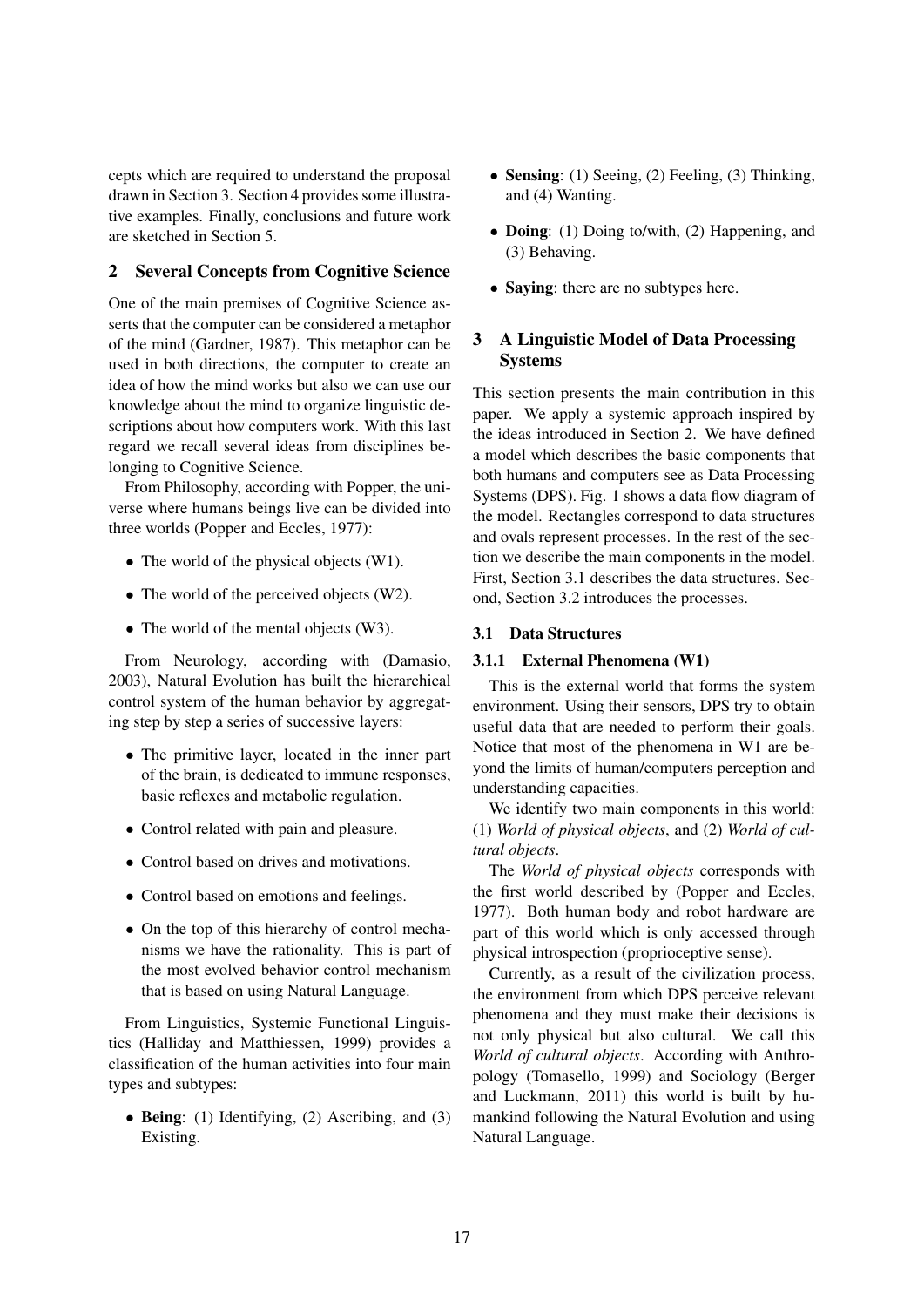cepts which are required to understand the proposal drawn in Section 3. Section 4 provides some illustrative examples. Finally, conclusions and future work are sketched in Section 5.

## 2 Several Concepts from Cognitive Science

One of the main premises of Cognitive Science asserts that the computer can be considered a metaphor of the mind (Gardner, 1987). This metaphor can be used in both directions, the computer to create an idea of how the mind works but also we can use our knowledge about the mind to organize linguistic descriptions about how computers work. With this last regard we recall several ideas from disciplines belonging to Cognitive Science.

From Philosophy, according with Popper, the universe where humans beings live can be divided into three worlds (Popper and Eccles, 1977):

- The world of the physical objects (W1).
- The world of the perceived objects (W2).
- The world of the mental objects (W3).

From Neurology, according with (Damasio, 2003), Natural Evolution has built the hierarchical control system of the human behavior by aggregating step by step a series of successive layers:

- The primitive layer, located in the inner part of the brain, is dedicated to immune responses, basic reflexes and metabolic regulation.
- Control related with pain and pleasure.
- Control based on drives and motivations.
- Control based on emotions and feelings.
- On the top of this hierarchy of control mechanisms we have the rationality. This is part of the most evolved behavior control mechanism that is based on using Natural Language.

From Linguistics, Systemic Functional Linguistics (Halliday and Matthiessen, 1999) provides a classification of the human activities into four main types and subtypes:

- **Being**: (1) Identifying, (2) Ascribing, and (3) Existing.
- **Sensing**: (1) Seeing, (2) Feeling, (3) Thinking, and (4) Wanting.
- **Doing**: (1) Doing to/with, (2) Happening, and (3) Behaving.
- **Saying**: there are no subtypes here.

## 3 A Linguistic Model of Data Processing Systems

This section presents the main contribution in this paper. We apply a systemic approach inspired by the ideas introduced in Section 2. We have defined a model which describes the basic components that both humans and computers see as Data Processing Systems (DPS). Fig. 1 shows a data flow diagram of the model. Rectangles correspond to data structures and ovals represent processes. In the rest of the section we describe the main components in the model. First, Section 3.1 describes the data structures. Second, Section 3.2 introduces the processes.

### 3.1 Data Structures

#### 3.1.1 External Phenomena (W1)

This is the external world that forms the system environment. Using their sensors, DPS try to obtain useful data that are needed to perform their goals. Notice that most of the phenomena in W1 are beyond the limits of human/computers perception and understanding capacities.

We identify two main components in this world: (1) *World of physical objects*, and (2) *World of cultural objects*.

The *World of physical objects* corresponds with the first world described by (Popper and Eccles, 1977). Both human body and robot hardware are part of this world which is only accessed through physical introspection (proprioceptive sense).

Currently, as a result of the civilization process, the environment from which DPS perceive relevant phenomena and they must make their decisions is not only physical but also cultural. We call this *World of cultural objects*. According with Anthropology (Tomasello, 1999) and Sociology (Berger and Luckmann, 2011) this world is built by humankind following the Natural Evolution and using Natural Language.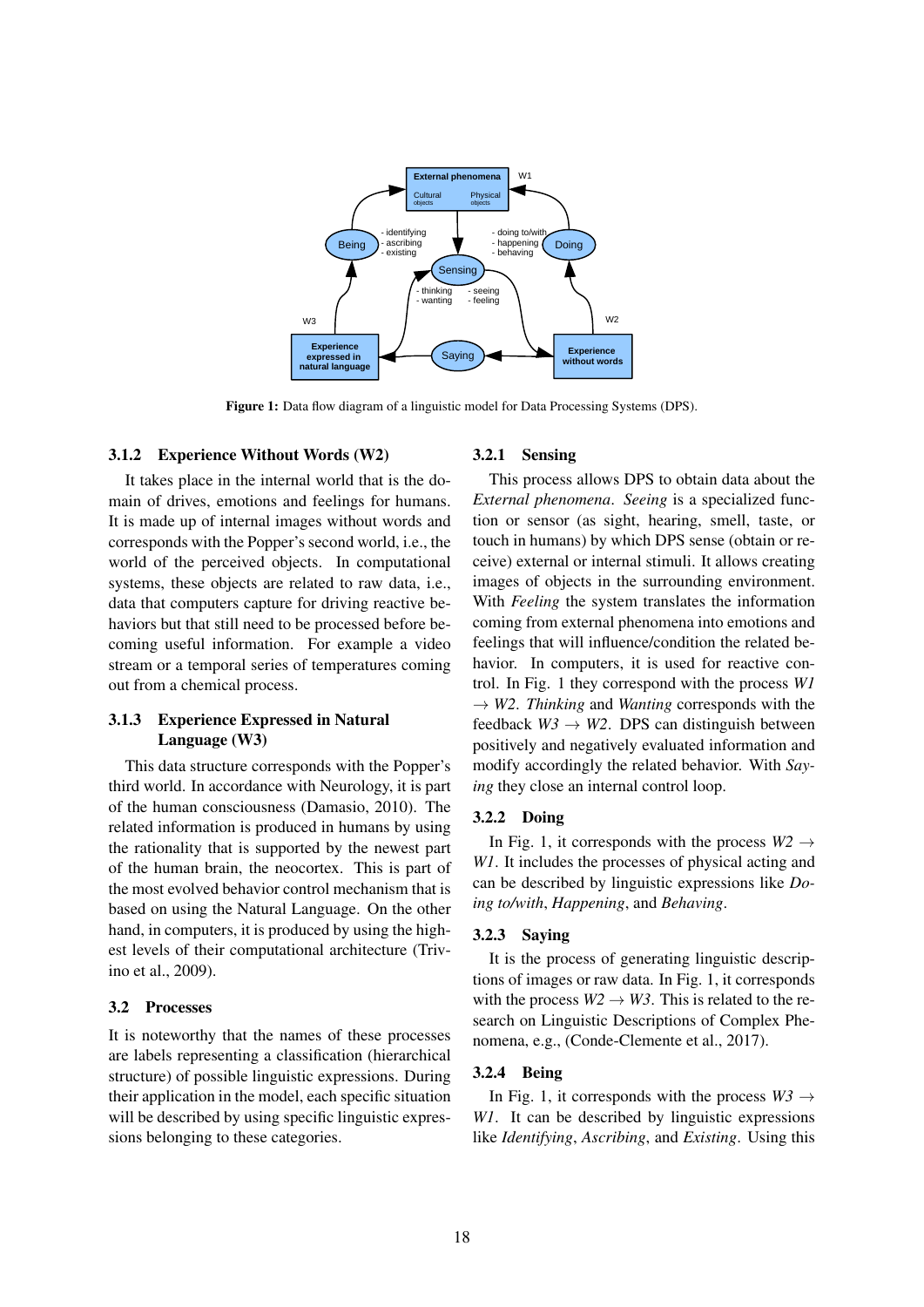Figure 1: Data flow diagram of a linguistic model for Data Processing Systems (DPS).

### 3.1.2 Experience Without Words (W2)

It takes place in the internal world that is the domain of drives, emotions and feelings for humans. It is made up of internal images without words and corresponds with the Popper's second world, i.e., the world of the perceived objects. In computational systems, these objects are related to raw data, i.e., data that computers capture for driving reactive behaviors but that still need to be processed before becoming useful information. For example a video stream or a temporal series of temperatures coming out from a chemical process.

### 3.1.3 Experience Expressed in Natural Language (W3)

This data structure corresponds with the Popper's third world. In accordance with Neurology, it is part of the human consciousness (Damasio, 2010). The related information is produced in humans by using the rationality that is supported by the newest part of the human brain, the neocortex. This is part of the most evolved behavior control mechanism that is based on using the Natural Language. On the other hand, in computers, it is produced by using the highest levels of their computational architecture (Trivino et al., 2009).

## 3.2 Processes

It is noteworthy that the names of these processes are labels representing a classification (hierarchical structure) of possible linguistic expressions. During their application in the model, each specific situation will be described by using specific linguistic expressions belonging to these categories.

### 3.2.1 Sensing

This process allows DPS to obtain data about the *External phenomena*. *Seeing* is a specialized function or sensor (as sight, hearing, smell, taste, or touch in humans) by which DPS sense (obtain or receive) external or internal stimuli. It allows creating images of objects in the surrounding environment. With *Feeling* the system translates the information coming from external phenomena into emotions and feelings that will influence/condition the related behavior. In computers, it is used for reactive control. In Fig. 1 they correspond with the process *W1* $\rightarrow$ *W2*. *Thinking* and *Wanting* corresponds with the feedback *W3* $\rightarrow$ *W2*. DPS can distinguish between positively and negatively evaluated information and modify accordingly the related behavior. With *Saying* they close an internal control loop.

### 3.2.2 Doing

In Fig. 1, it corresponds with the process *W2* $\rightarrow$ *W1*. It includes the processes of physical acting and can be described by linguistic expressions like *Doing to/with*, *Happening*, and *Behaving*.

### 3.2.3 Saying

It is the process of generating linguistic descriptions of images or raw data. In Fig. 1, it corresponds with the process *W2* $\rightarrow$ *W3*. This is related to the research on Linguistic Descriptions of Complex Phenomena, e.g., (Conde-Clemente et al., 2017).

### 3.2.4 Being

In Fig. 1, it corresponds with the process *W3* $\rightarrow$ *W1*. It can be described by linguistic expressions like *Identifying*, *Ascribing*, and *Existing*. Using this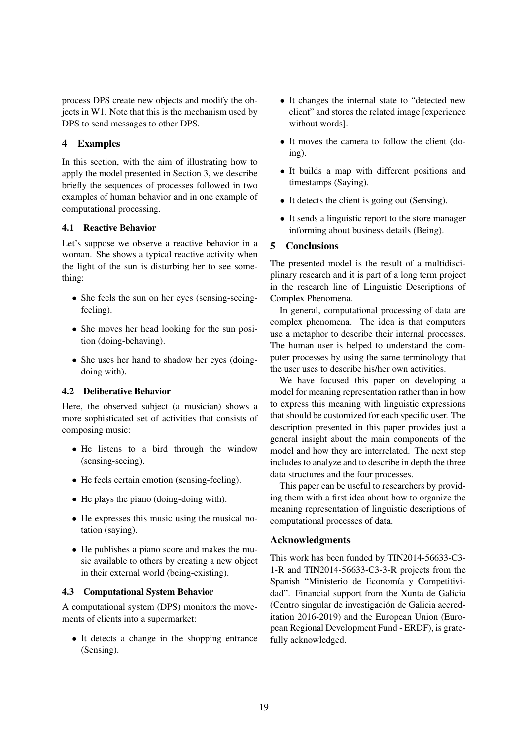process DPS create new objects and modify the objects in W1. Note that this is the mechanism used by DPS to send messages to other DPS.

## 4 Examples

In this section, with the aim of illustrating how to apply the model presented in Section 3, we describe briefly the sequences of processes followed in two examples of human behavior and in one example of computational processing.

### 4.1 Reactive Behavior

Let's suppose we observe a reactive behavior in a woman. She shows a typical reactive activity when the light of the sun is disturbing her to see something:

- She feels the sun on her eyes (sensing-seeing-feeling).
- She moves her head looking for the sun position (doing-behaving).
- She uses her hand to shadow her eyes (doing-doing with).

### 4.2 Deliberative Behavior

Here, the observed subject (a musician) shows a more sophisticated set of activities that consists of composing music:

- He listens to a bird through the window (sensing-seeing).
- He feels certain emotion (sensing-feeling).
- He plays the piano (doing-doing with).
- He expresses this music using the musical notation (saying).
- He publishes a piano score and makes the music available to others by creating a new object in their external world (being-existing).

### 4.3 Computational System Behavior

A computational system (DPS) monitors the movements of clients into a supermarket:

- It detects a change in the shopping entrance (Sensing).
- It changes the internal state to "detected new client" and stores the related image [experience without words].
- It moves the camera to follow the client (doing).
- It builds a map with different positions and timestamps (Saying).
- It detects the client is going out (Sensing).
- It sends a linguistic report to the store manager informing about business details (Being).

## 5 Conclusions

The presented model is the result of a multidisciplinary research and it is part of a long term project in the research line of Linguistic Descriptions of Complex Phenomena.

In general, computational processing of data are complex phenomena. The idea is that computers use a metaphor to describe their internal processes. The human user is helped to understand the computer processes by using the same terminology that the user uses to describe his/her own activities.

We have focused this paper on developing a model for meaning representation rather than in how to express this meaning with linguistic expressions that should be customized for each specific user. The description presented in this paper provides just a general insight about the main components of the model and how they are interrelated. The next step includes to analyze and to describe in depth the three data structures and the four processes.

This paper can be useful to researchers by providing them with a first idea about how to organize the meaning representation of linguistic descriptions of computational processes of data.

## Acknowledgments

This work has been funded by TIN2014-56633-C3-1-R and TIN2014-56633-C3-3-R projects from the Spanish "Ministerio de Economía y Competitividad". Financial support from the Xunta de Galicia (Centro singular de investigación de Galicia accreditation 2016-2019) and the European Union (European Regional Development Fund - ERDF), is gratefully acknowledged.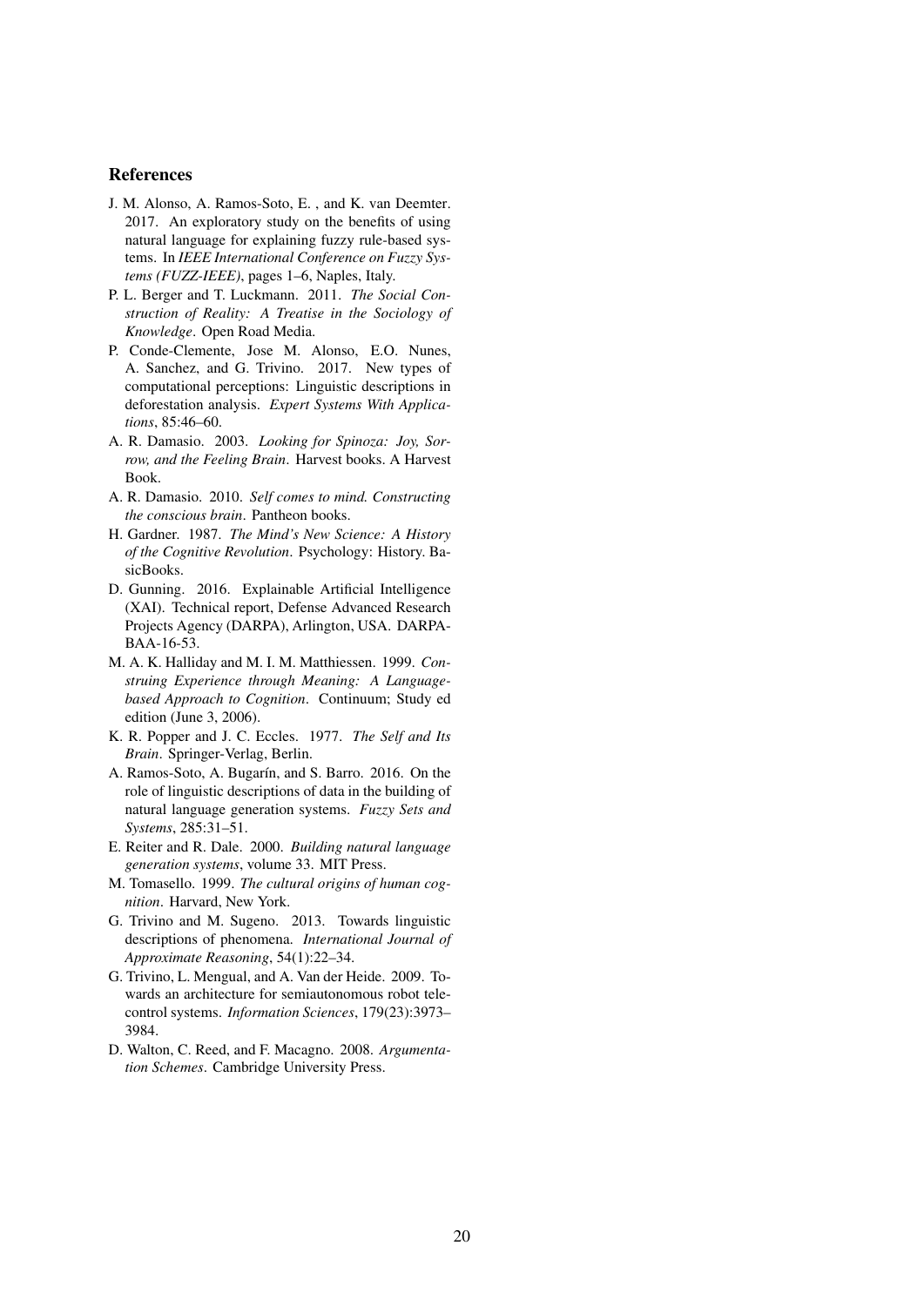## References

J. M. Alonso, A. Ramos-Soto, E. , and K. van Deemter. 2017. An exploratory study on the benefits of using natural language for explaining fuzzy rule-based systems. In *IEEE International Conference on Fuzzy Systems (FUZZ-IEEE)*, pages 1–6, Naples, Italy.

P. L. Berger and T. Luckmann. 2011. *The Social Construction of Reality: A Treatise in the Sociology of Knowledge*. Open Road Media.

P. Conde-Clemente, Jose M. Alonso, E.O. Nunes, A. Sanchez, and G. Trivino. 2017. New types of computational perceptions: Linguistic descriptions in deforestation analysis. *Expert Systems With Applications*, 85:46–60.

A. R. Damasio. 2003. *Looking for Spinoza: Joy, Sorrow, and the Feeling Brain*. Harvest books. A Harvest Book.

A. R. Damasio. 2010. *Self comes to mind. Constructing the conscious brain*. Pantheon books.

H. Gardner. 1987. *The Mind's New Science: A History of the Cognitive Revolution*. Psychology: History. BasicBooks.

D. Gunning. 2016. Explainable Artificial Intelligence (XAI). Technical report, Defense Advanced Research Projects Agency (DARPA), Arlington, USA. DARPA-BAA-16-53.

M. A. K. Halliday and M. I. M. Matthiessen. 1999. *Construing Experience through Meaning: A Language-based Approach to Cognition*. Continuum; Study ed edition (June 3, 2006).

K. R. Popper and J. C. Eccles. 1977. *The Self and Its Brain*. Springer-Verlag, Berlin.

A. Ramos-Soto, A. Bugarín, and S. Barro. 2016. On the role of linguistic descriptions of data in the building of natural language generation systems. *Fuzzy Sets and Systems*, 285:31–51.

E. Reiter and R. Dale. 2000. *Building natural language generation systems*, volume 33. MIT Press.

M. Tomasello. 1999. *The cultural origins of human cognition*. Harvard, New York.

G. Trivino and M. Sugeno. 2013. Towards linguistic descriptions of phenomena. *International Journal of Approximate Reasoning*, 54(1):22–34.

G. Trivino, L. Mengual, and A. Van der Heide. 2009. Towards an architecture for semiautonomous robot telecontrol systems. *Information Sciences*, 179(23):3973–3984.

D. Walton, C. Reed, and F. Macagno. 2008. *Argumentation Schemes*. Cambridge University Press.